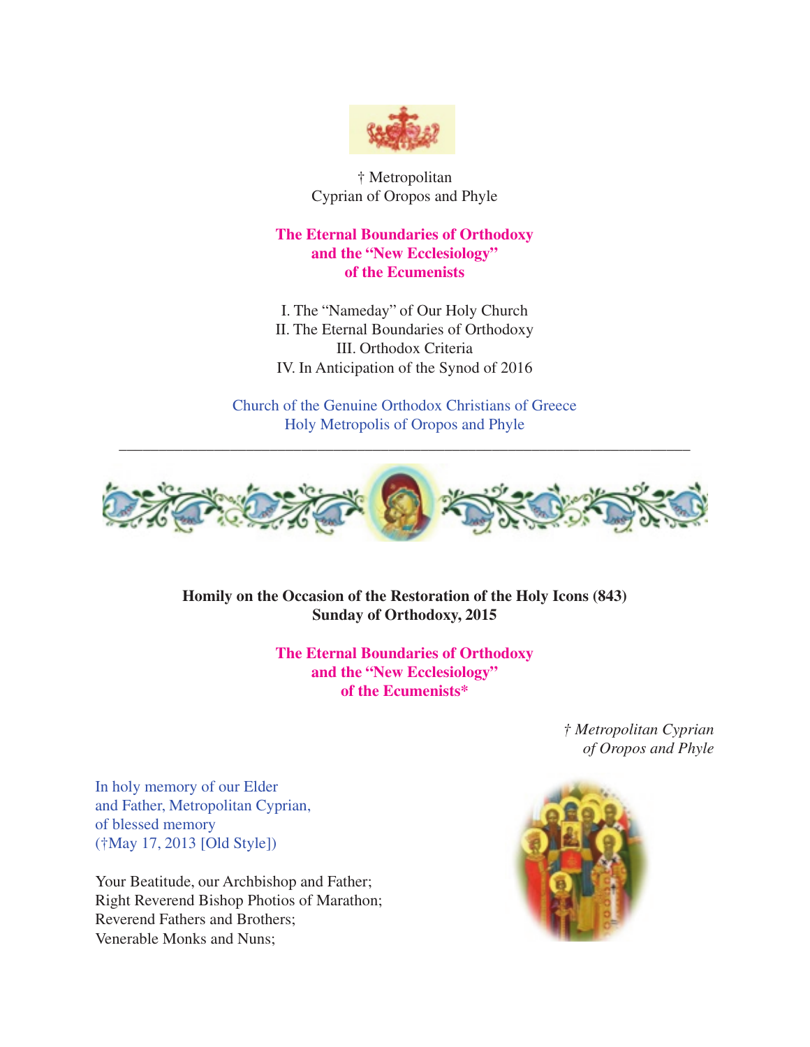† Metropolitan
Cyprian of Oropos and Phyle

# The Eternal Boundaries of Orthodoxy and the "New Ecclesiology" of the Ecumenists

I. The "Nameday" of Our Holy Church
II. The Eternal Boundaries of Orthodoxy
III. Orthodox Criteria
IV. In Anticipation of the Synod of 2016

Church of the Genuine Orthodox Christians of Greece
Holy Metropolis of Oropos and Phyle

---

**Homily on the Occasion of the Restoration of the Holy Icons (843)**
**Sunday of Orthodoxy, 2015**

## The Eternal Boundaries of Orthodoxy and the "New Ecclesiology" of the Ecumenists*

*† Metropolitan Cyprian*
*of Oropos and Phyle*

In holy memory of our Elder
and Father, Metropolitan Cyprian,
of blessed memory
(†May 17, 2013 [Old Style])

Your Beatitude, our Archbishop and Father;
Right Reverend Bishop Photios of Marathon;
Reverend Fathers and Brothers;
Venerable Monks and Nuns;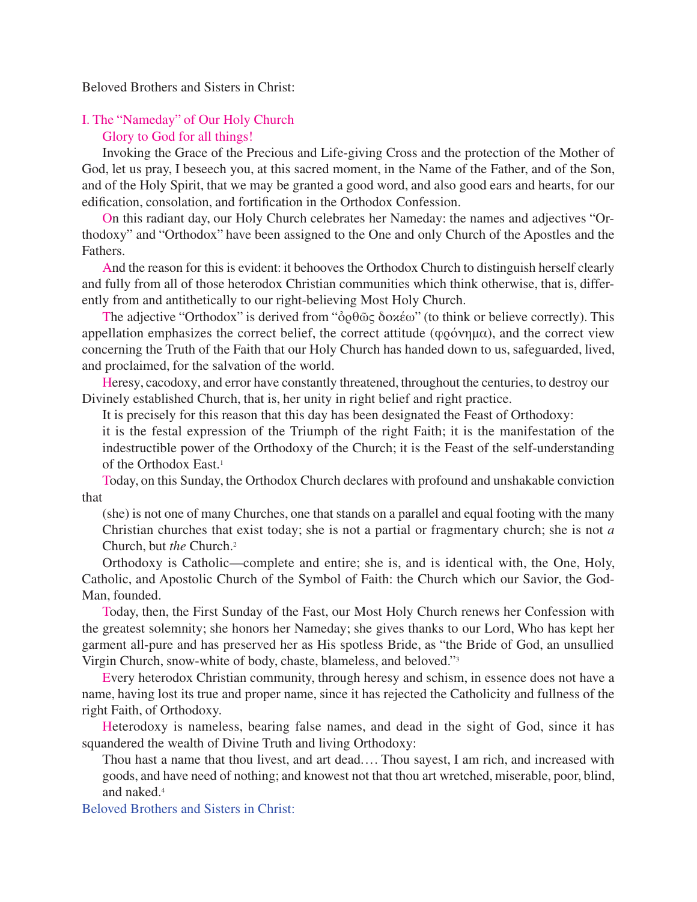Beloved Brothers and Sisters in Christ:

## I. The "Nameday" of Our Holy Church

Glory to God for all things!

Invoking the Grace of the Precious and Life-giving Cross and the protection of the Mother of God, let us pray, I beseech you, at this sacred moment, in the Name of the Father, and of the Son, and of the Holy Spirit, that we may be granted a good word, and also good ears and hearts, for our edification, consolation, and fortification in the Orthodox Confession.

On this radiant day, our Holy Church celebrates her Nameday: the names and adjectives "Orthodoxy" and "Orthodox" have been assigned to the One and only Church of the Apostles and the Fathers.

And the reason for this is evident: it behooves the Orthodox Church to distinguish herself clearly and fully from all of those heterodox Christian communities which think otherwise, that is, differently from and antithetically to our right-believing Most Holy Church.

The adjective "Orthodox" is derived from "ὀρθῶς δοκέω" (to think or believe correctly). This appellation emphasizes the correct belief, the correct attitude (φρόνημα), and the correct view concerning the Truth of the Faith that our Holy Church has handed down to us, safeguarded, lived, and proclaimed, for the salvation of the world.

Heresy, cacodoxy, and error have constantly threatened, throughout the centuries, to destroy our Divinely established Church, that is, her unity in right belief and right practice.

It is precisely for this reason that this day has been designated the Feast of Orthodoxy:

> it is the festal expression of the Triumph of the right Faith; it is the manifestation of the indestructible power of the Orthodoxy of the Church; it is the Feast of the self-understanding of the Orthodox East.[1]

Today, on this Sunday, the Orthodox Church declares with profound and unshakable conviction that

> (she) is not one of many Churches, one that stands on a parallel and equal footing with the many Christian churches that exist today; she is not a partial or fragmentary church; she is not *a* Church, but *the* Church.[2]

Orthodoxy is Catholic—complete and entire; she is, and is identical with, the One, Holy, Catholic, and Apostolic Church of the Symbol of Faith: the Church which our Savior, the God-Man, founded.

Today, then, the First Sunday of the Fast, our Most Holy Church renews her Confession with the greatest solemnity; she honors her Nameday; she gives thanks to our Lord, Who has kept her garment all-pure and has preserved her as His spotless Bride, as "the Bride of God, an unsullied Virgin Church, snow-white of body, chaste, blameless, and beloved."[3]

Every heterodox Christian community, through heresy and schism, in essence does not have a name, having lost its true and proper name, since it has rejected the Catholicity and fullness of the right Faith, of Orthodoxy.

Heterodoxy is nameless, bearing false names, and dead in the sight of God, since it has squandered the wealth of Divine Truth and living Orthodoxy:

> Thou hast a name that thou livest, and art dead.... Thou sayest, I am rich, and increased with goods, and have need of nothing; and knowest not that thou art wretched, miserable, poor, blind, and naked.[4]

Beloved Brothers and Sisters in Christ: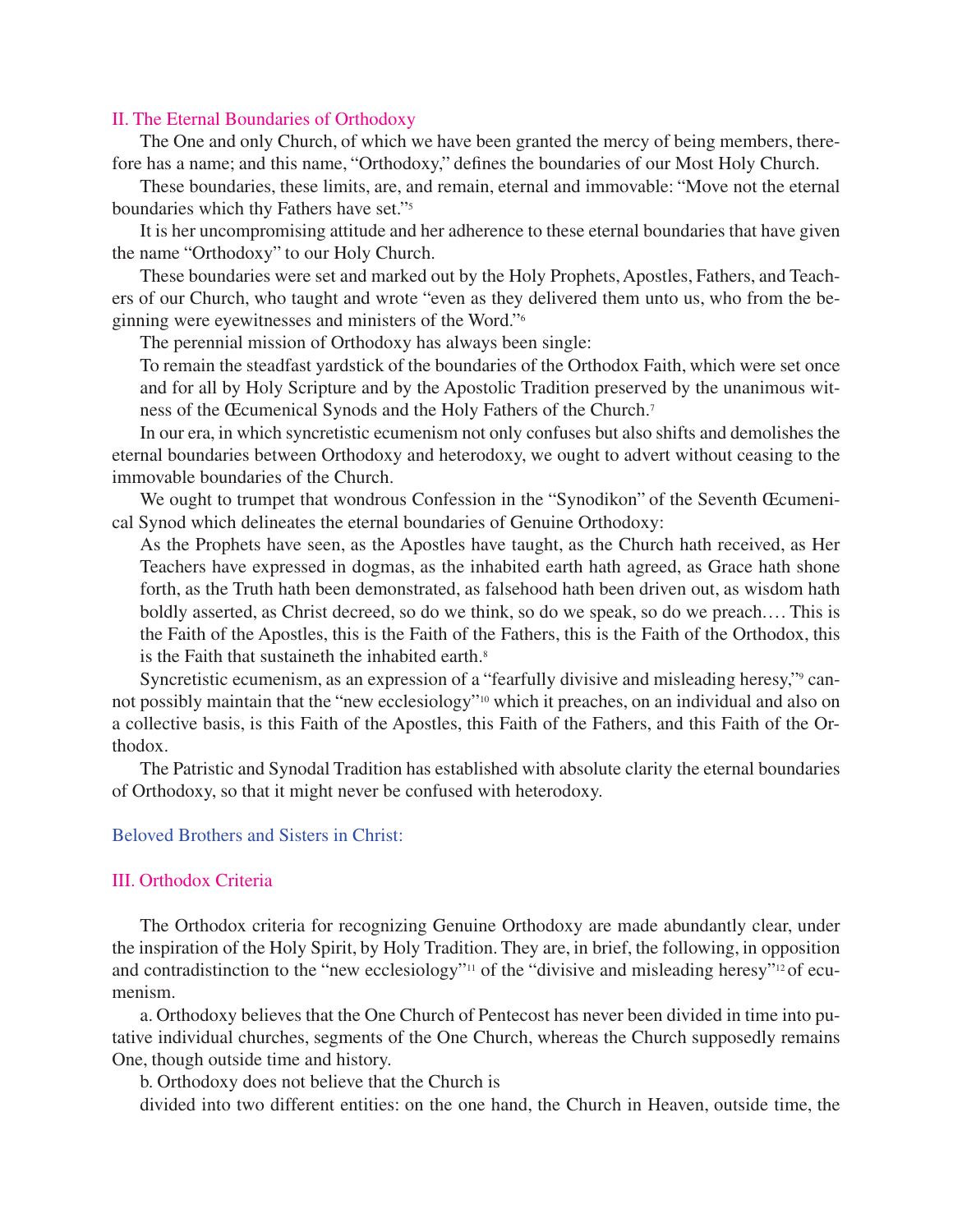## II. The Eternal Boundaries of Orthodoxy

The One and only Church, of which we have been granted the mercy of being members, therefore has a name; and this name, "Orthodoxy," defines the boundaries of our Most Holy Church.

These boundaries, these limits, are, and remain, eternal and immovable: "Move not the eternal boundaries which thy Fathers have set."[5]

It is her uncompromising attitude and her adherence to these eternal boundaries that have given the name "Orthodoxy" to our Holy Church.

These boundaries were set and marked out by the Holy Prophets, Apostles, Fathers, and Teachers of our Church, who taught and wrote "even as they delivered them unto us, who from the beginning were eyewitnesses and ministers of the Word."[6]

The perennial mission of Orthodoxy has always been single:

> To remain the steadfast yardstick of the boundaries of the Orthodox Faith, which were set once and for all by Holy Scripture and by the Apostolic Tradition preserved by the unanimous witness of the Œcumenical Synods and the Holy Fathers of the Church.[7]

In our era, in which syncretistic ecumenism not only confuses but also shifts and demolishes the eternal boundaries between Orthodoxy and heterodoxy, we ought to advert without ceasing to the immovable boundaries of the Church.

We ought to trumpet that wondrous Confession in the "Synodikon" of the Seventh Œcumenical Synod which delineates the eternal boundaries of Genuine Orthodoxy:

> As the Prophets have seen, as the Apostles have taught, as the Church hath received, as Her Teachers have expressed in dogmas, as the inhabited earth hath agreed, as Grace hath shone forth, as the Truth hath been demonstrated, as falsehood hath been driven out, as wisdom hath boldly asserted, as Christ decreed, so do we think, so do we speak, so do we preach.… This is the Faith of the Apostles, this is the Faith of the Fathers, this is the Faith of the Orthodox, this is the Faith that sustaineth the inhabited earth.[8]

Syncretistic ecumenism, as an expression of a "fearfully divisive and misleading heresy,"[9] cannot possibly maintain that the "new ecclesiology"[10] which it preaches, on an individual and also on a collective basis, is this Faith of the Apostles, this Faith of the Fathers, and this Faith of the Orthodox.

The Patristic and Synodal Tradition has established with absolute clarity the eternal boundaries of Orthodoxy, so that it might never be confused with heterodoxy.

Beloved Brothers and Sisters in Christ:

## III. Orthodox Criteria

The Orthodox criteria for recognizing Genuine Orthodoxy are made abundantly clear, under the inspiration of the Holy Spirit, by Holy Tradition. They are, in brief, the following, in opposition and contradistinction to the "new ecclesiology"[11] of the "divisive and misleading heresy"[12] of ecumenism.

a. Orthodoxy believes that the One Church of Pentecost has never been divided in time into putative individual churches, segments of the One Church, whereas the Church supposedly remains One, though outside time and history.

b. Orthodoxy does not believe that the Church is divided into two different entities: on the one hand, the Church in Heaven, outside time, the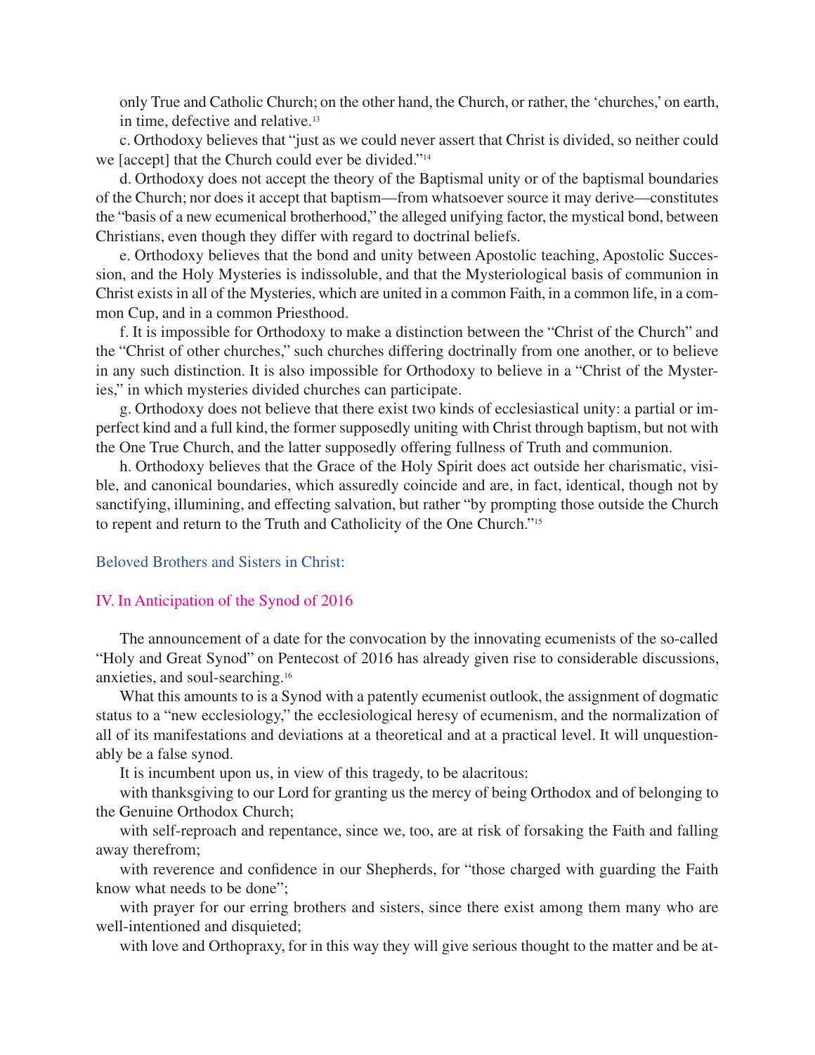only True and Catholic Church; on the other hand, the Church, or rather, the 'churches,' on earth, in time, defective and relative.[13]

c. Orthodoxy believes that "just as we could never assert that Christ is divided, so neither could we [accept] that the Church could ever be divided."[14]

d. Orthodoxy does not accept the theory of the Baptismal unity or of the baptismal boundaries of the Church; nor does it accept that baptism—from whatsoever source it may derive—constitutes the "basis of a new ecumenical brotherhood," the alleged unifying factor, the mystical bond, between Christians, even though they differ with regard to doctrinal beliefs.

e. Orthodoxy believes that the bond and unity between Apostolic teaching, Apostolic Succession, and the Holy Mysteries is indissoluble, and that the Mysteriological basis of communion in Christ exists in all of the Mysteries, which are united in a common Faith, in a common life, in a common Cup, and in a common Priesthood.

f. It is impossible for Orthodoxy to make a distinction between the "Christ of the Church" and the "Christ of other churches," such churches differing doctrinally from one another, or to believe in any such distinction. It is also impossible for Orthodoxy to believe in a "Christ of the Mysteries," in which mysteries divided churches can participate.

g. Orthodoxy does not believe that there exist two kinds of ecclesiastical unity: a partial or imperfect kind and a full kind, the former supposedly uniting with Christ through baptism, but not with the One True Church, and the latter supposedly offering fullness of Truth and communion.

h. Orthodoxy believes that the Grace of the Holy Spirit does act outside her charismatic, visible, and canonical boundaries, which assuredly coincide and are, in fact, identical, though not by sanctifying, illumining, and effecting salvation, but rather "by prompting those outside the Church to repent and return to the Truth and Catholicity of the One Church."[15]

Beloved Brothers and Sisters in Christ:

## IV. In Anticipation of the Synod of 2016

The announcement of a date for the convocation by the innovating ecumenists of the so-called "Holy and Great Synod" on Pentecost of 2016 has already given rise to considerable discussions, anxieties, and soul-searching.[16]

What this amounts to is a Synod with a patently ecumenist outlook, the assignment of dogmatic status to a "new ecclesiology," the ecclesiological heresy of ecumenism, and the normalization of all of its manifestations and deviations at a theoretical and at a practical level. It will unquestionably be a false synod.

It is incumbent upon us, in view of this tragedy, to be alacritous:

with thanksgiving to our Lord for granting us the mercy of being Orthodox and of belonging to the Genuine Orthodox Church;

with self-reproach and repentance, since we, too, are at risk of forsaking the Faith and falling away therefrom;

with reverence and confidence in our Shepherds, for "those charged with guarding the Faith know what needs to be done";

with prayer for our erring brothers and sisters, since there exist among them many who are well-intentioned and disquieted;

with love and Orthopraxy, for in this way they will give serious thought to the matter and be at-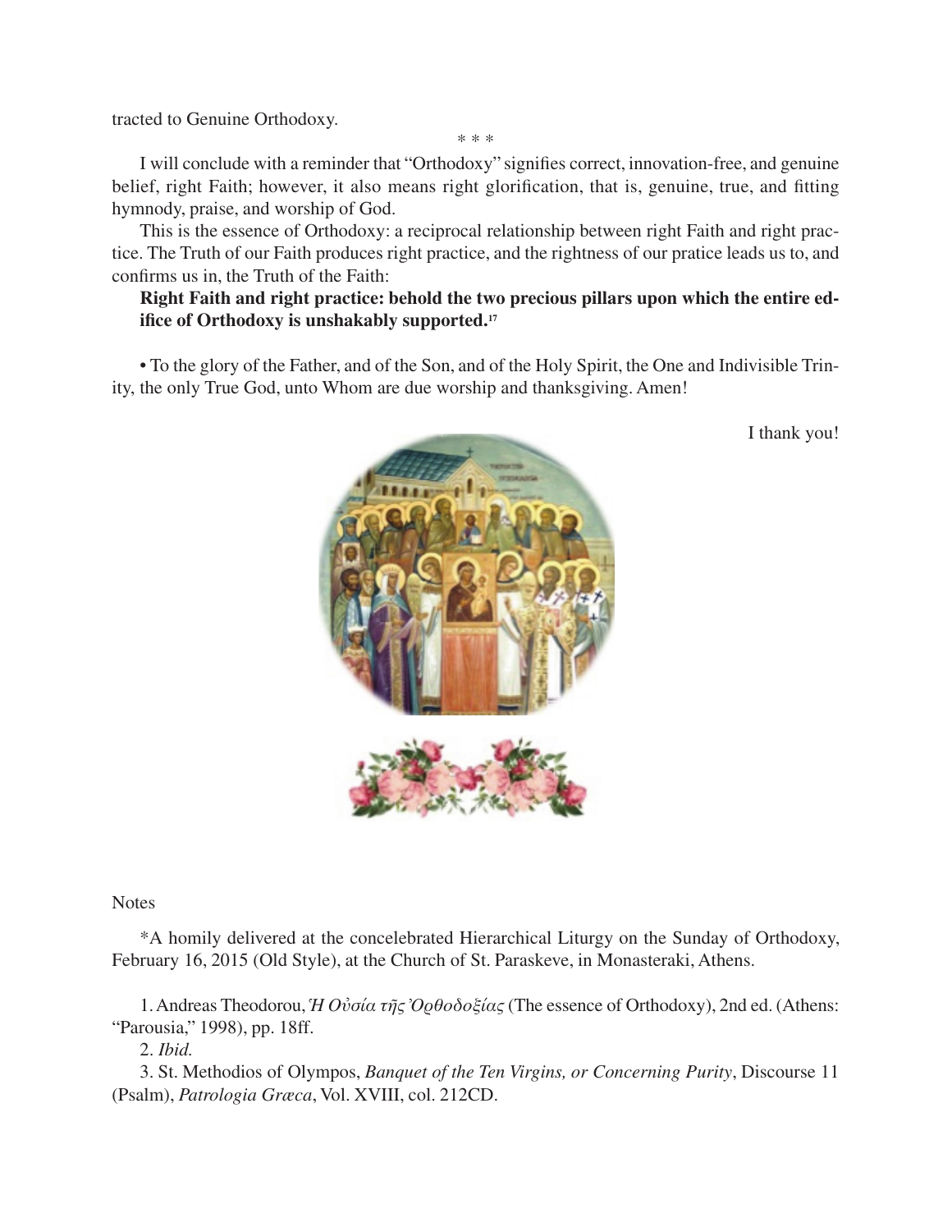tracted to Genuine Orthodoxy.

\* \* \*

I will conclude with a reminder that "Orthodoxy" signifies correct, innovation-free, and genuine belief, right Faith; however, it also means right glorification, that is, genuine, true, and fitting hymnody, praise, and worship of God.

This is the essence of Orthodoxy: a reciprocal relationship between right Faith and right practice. The Truth of our Faith produces right practice, and the rightness of our pratice leads us to, and confirms us in, the Truth of the Faith:

> **Right Faith and right practice: behold the two precious pillars upon which the entire edifice of Orthodoxy is unshakably supported.**[17]

• To the glory of the Father, and of the Son, and of the Holy Spirit, the One and Indivisible Trinity, the only True God, unto Whom are due worship and thanksgiving. Amen!

I thank you!

Notes

\*A homily delivered at the concelebrated Hierarchical Liturgy on the Sunday of Orthodoxy, February 16, 2015 (Old Style), at the Church of St. Paraskeve, in Monasteraki, Athens.

1. Andreas Theodorou, *Ἡ Οὐσία τῆς Ὀρθοδοξίας* (The essence of Orthodoxy), 2nd ed. (Athens: "Parousia," 1998), pp. 18ff.
2. *Ibid.*
3. St. Methodios of Olympos, *Banquet of the Ten Virgins, or Concerning Purity*, Discourse 11 (Psalm), *Patrologia Græca*, Vol. XVIII, col. 212CD.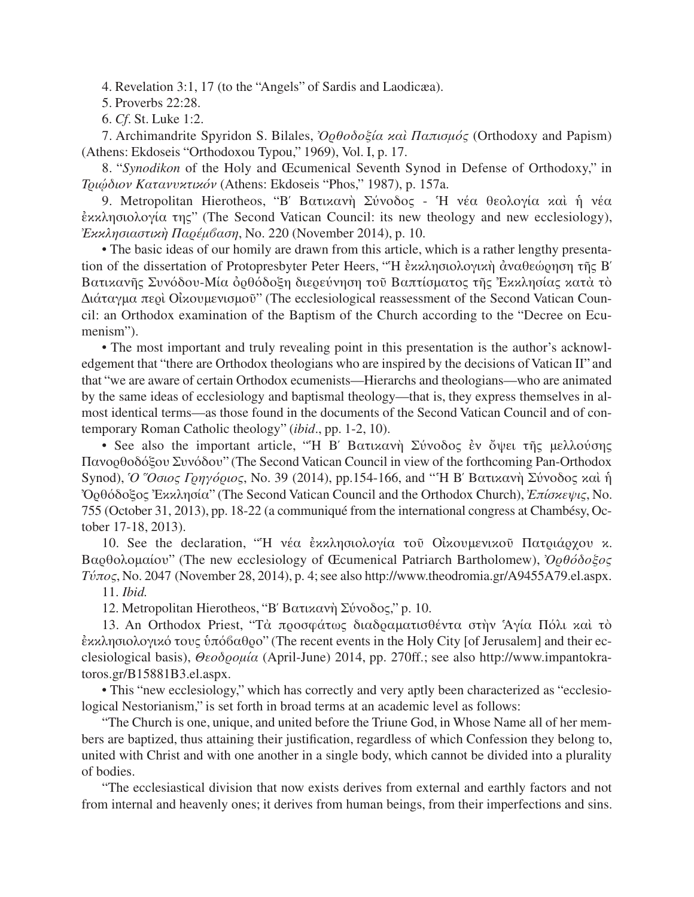4. Revelation 3:1, 17 (to the "Angels" of Sardis and Laodicæa).

5. Proverbs 22:28.

6. *Cf*. St. Luke 1:2.

7. Archimandrite Spyridon S. Bilales, *Ὀρθοδοξία καὶ Παπισμός* (Orthodoxy and Papism) (Athens: Ekdoseis "Orthodoxou Typou," 1969), Vol. I, p. 17.

8. "*Synodikon* of the Holy and Œcumenical Seventh Synod in Defense of Orthodoxy," in *Τριῴδιον Κατανυκτικόν* (Athens: Ekdoseis "Phos," 1987), p. 157a.

9. Metropolitan Hierotheos, "Β΄ Βατικανὴ Σύνοδος - Ἡ νέα θεολογία καὶ ἡ νέα ἐκκλησιολογία της" (The Second Vatican Council: its new theology and new ecclesiology), *Ἐκκλησιαστικὴ Παρέμβαση*, No. 220 (November 2014), p. 10.

• The basic ideas of our homily are drawn from this article, which is a rather lengthy presentation of the dissertation of Protopresbyter Peter Heers, "Ἡ ἐκκλησιολογικὴ ἀναθεώρηση τῆς Β΄ Βατικανῆς Συνόδου-Μία ὀρθόδοξη διερεύνηση τοῦ Βαπτίσματος τῆς Ἐκκλησίας κατὰ τὸ Διάταγμα περὶ Οἰκουμενισμοῦ" (The ecclesiological reassessment of the Second Vatican Council: an Orthodox examination of the Baptism of the Church according to the "Decree on Ecumenism").

• The most important and truly revealing point in this presentation is the author's acknowledgement that "there are Orthodox theologians who are inspired by the decisions of Vatican II" and that "we are aware of certain Orthodox ecumenists—Hierarchs and theologians—who are animated by the same ideas of ecclesiology and baptismal theology—that is, they express themselves in almost identical terms—as those found in the documents of the Second Vatican Council and of contemporary Roman Catholic theology" (*ibid*., pp. 1-2, 10).

• See also the important article, "Ἡ Β΄ Βατικανὴ Σύνοδος ἐν ὄψει τῆς μελλούσης Πανορθοδόξου Συνόδου" (The Second Vatican Council in view of the forthcoming Pan-Orthodox Synod), *Ὁ Ὅσιος Γρηγόριος*, No. 39 (2014), pp.154-166, and "Ἡ Β΄ Βατικανὴ Σύνοδος καὶ ἡ Ὀρθόδοξος Ἐκκλησία" (The Second Vatican Council and the Orthodox Church), *Ἐπίσκεψις*, No. 755 (October 31, 2013), pp. 18-22 (a communiqué from the international congress at Chambésy, October 17-18, 2013).

10. See the declaration, "Ἡ νέα ἐκκλησιολογία τοῦ Οἰκουμενικοῦ Πατριάρχου κ. Βαρθολομαίου" (The new ecclesiology of Œcumenical Patriarch Bartholomew), *Ὀρθόδοξος Τύπος*, No. 2047 (November 28, 2014), p. 4; see also http://www.theodromia.gr/A9455A79.el.aspx.

11. *Ibid.*

12. Metropolitan Hierotheos, "Β΄ Βατικανὴ Σύνοδος," p. 10.

13. An Orthodox Priest, "Τὰ προσφάτως διαδραματισθέντα στὴν Ἁγία Πόλι καὶ τὸ ἐκκλησιολογικό τους ὑπόβαθρο" (The recent events in the Holy City [of Jerusalem] and their ecclesiological basis), *Θεοδρομία* (April-June) 2014, pp. 270ff.; see also http://www.impantokratoros.gr/B15881B3.el.aspx.

• This "new ecclesiology," which has correctly and very aptly been characterized as "ecclesiological Nestorianism," is set forth in broad terms at an academic level as follows:

"The Church is one, unique, and united before the Triune God, in Whose Name all of her members are baptized, thus attaining their justification, regardless of which Confession they belong to, united with Christ and with one another in a single body, which cannot be divided into a plurality of bodies.

"The ecclesiastical division that now exists derives from external and earthly factors and not from internal and heavenly ones; it derives from human beings, from their imperfections and sins.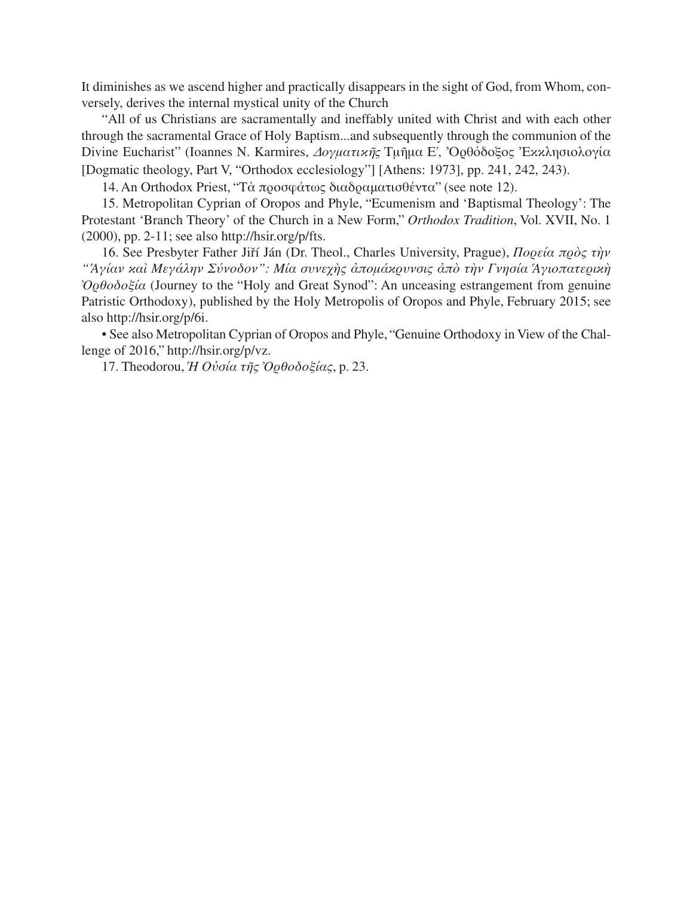It diminishes as we ascend higher and practically disappears in the sight of God, from Whom, conversely, derives the internal mystical unity of the Church

"All of us Christians are sacramentally and ineffably united with Christ and with each other through the sacramental Grace of Holy Baptism...and subsequently through the communion of the Divine Eucharist" (Ioannes N. Karmires, *Δογματικῆς* Τμῆμα Ε΄, Ὀρθόδοξος Ἐκκλησιολογία [Dogmatic theology, Part V, "Orthodox ecclesiology"] [Athens: 1973], pp. 241, 242, 243).

14. An Orthodox Priest, "Τὰ προσφάτως διαδραματισθέντα" (see note 12).

15. Metropolitan Cyprian of Oropos and Phyle, "Ecumenism and 'Baptismal Theology': The Protestant 'Branch Theory' of the Church in a New Form," *Orthodox Tradition*, Vol. XVII, No. 1 (2000), pp. 2-11; see also http://hsir.org/p/fts.

16. See Presbyter Father Jiří Ján (Dr. Theol., Charles University, Prague), *Πορεία πρὸς τὴν "Ἁγίαν καὶ Μεγάλην Σύνοδον": Μία συνεχὴς ἀπομάκρυνσις ἀπὸ τὴν Γνησία Ἁγιοπατερικὴ Ὀρθοδοξία* (Journey to the "Holy and Great Synod": An unceasing estrangement from genuine Patristic Orthodoxy), published by the Holy Metropolis of Oropos and Phyle, February 2015; see also http://hsir.org/p/6i.

• See also Metropolitan Cyprian of Oropos and Phyle, "Genuine Orthodoxy in View of the Challenge of 2016," http://hsir.org/p/vz.

17. Theodorou, *Ἡ Οὐσία τῆς Ὀρθοδοξίας*, p. 23.